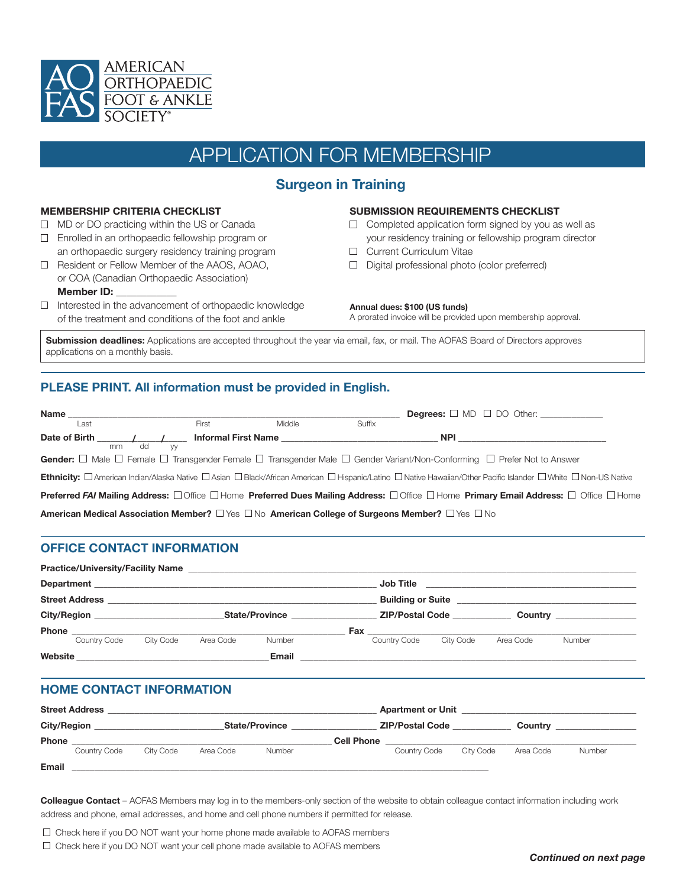AMERICAN ORTHOPAEDIC FOOT & ANKLE SOCIETY®

# APPLICATION FOR MEMBERSHIP

## Surgeon in Training

### MEMBERSHIP CRITERIA CHECKLIST

- ☐ MD or DO practicing within the US or Canada
- ☐ Enrolled in an orthopaedic fellowship program or an orthopaedic surgery residency training program
- ☐ Resident or Fellow Member of the AAOS, AOAO, or COA (Canadian Orthopaedic Association)
  **Member ID:** ___________
- ☐ Interested in the advancement of orthopaedic knowledge of the treatment and conditions of the foot and ankle

### SUBMISSION REQUIREMENTS CHECKLIST

- ☐ Completed application form signed by you as well as your residency training or fellowship program director
- ☐ Current Curriculum Vitae
- ☐ Digital professional photo (color preferred)

**Annual dues: $100 (US funds)**
A prorated invoice will be provided upon membership approval.

**Submission deadlines:** Applications are accepted throughout the year via email, fax, or mail. The AOFAS Board of Directors approves applications on a monthly basis.

## PLEASE PRINT. All information must be provided in English.

**Name** ________________________________________________ (Last / First / Middle / Suffix) **Degrees:** ☐ MD ☐ DO Other: ____________

**Date of Birth** ____/____/____ (mm / dd / yy) **Informal First Name** ______________________________ **NPI** ______________________________

**Gender:** ☐ Male ☐ Female ☐ Transgender Female ☐ Transgender Male ☐ Gender Variant/Non-Conforming ☐ Prefer Not to Answer

**Ethnicity:** ☐ American Indian/Alaska Native ☐ Asian ☐ Black/African American ☐ Hispanic/Latino ☐ Native Hawaiian/Other Pacific Islander ☐ White ☐ Non-US Native

**Preferred *FAI* Mailing Address:** ☐ Office ☐ Home **Preferred Dues Mailing Address:** ☐ Office ☐ Home **Primary Email Address:** ☐ Office ☐ Home

**American Medical Association Member?** ☐ Yes ☐ No **American College of Surgeons Member?** ☐ Yes ☐ No

## OFFICE CONTACT INFORMATION

**Practice/University/Facility Name** ________________________________________________

**Department** ______________________________ **Job Title** ______________________________

**Street Address** ______________________________ **Building or Suite** ______________________________

**City/Region** ____________________ **State/Province** ______________ **ZIP/Postal Code** __________ **Country** ______________

**Phone** ______________________________ (Country Code / City Code / Area Code / Number) **Fax** ______________________________ (Country Code / City Code / Area Code / Number)

**Website** ______________________________ **Email** ______________________________

## HOME CONTACT INFORMATION

**Street Address** ______________________________ **Apartment or Unit** ______________________________

**City/Region** ____________________ **State/Province** ______________ **ZIP/Postal Code** __________ **Country** ______________

**Phone** ______________________________ (Country Code / City Code / Area Code / Number) **Cell Phone** ______________________________ (Country Code / City Code / Area Code / Number)

**Email** ________________________________________________

**Colleague Contact** – AOFAS Members may log in to the members-only section of the website to obtain colleague contact information including work address and phone, email addresses, and home and cell phone numbers if permitted for release.

- ☐ Check here if you DO NOT want your home phone made available to AOFAS members
- ☐ Check here if you DO NOT want your cell phone made available to AOFAS members

***Continued on next page***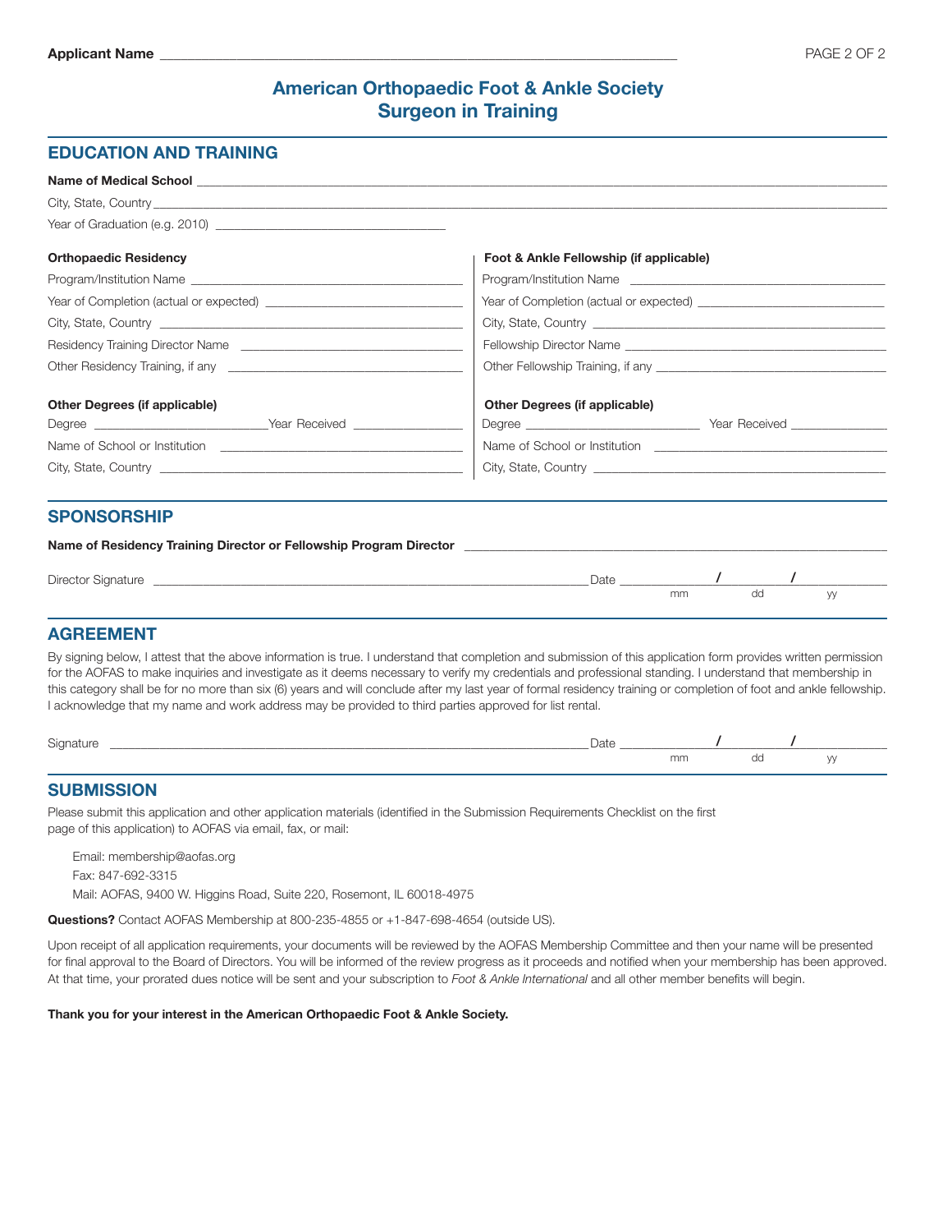Applicant Name ____________________________________________

# American Orthopaedic Foot & Ankle Society
# Surgeon in Training

## EDUCATION AND TRAINING

**Name of Medical School** ____________________________________________

City, State, Country ____________________________________________

Year of Graduation (e.g. 2010) ______________________

### Orthopaedic Residency

Program/Institution Name ______________________

Year of Completion (actual or expected) ______________________

City, State, Country ______________________

Residency Training Director Name ______________________

Other Residency Training, if any ______________________

### Other Degrees (if applicable)

Degree ______________ Year Received __________

Name of School or Institution ______________________

City, State, Country ______________________

### Foot & Ankle Fellowship (if applicable)

Program/Institution Name ______________________

Year of Completion (actual or expected) ______________________

City, State, Country ______________________

Fellowship Director Name ______________________

Other Fellowship Training, if any ______________________

### Other Degrees (if applicable)

Degree ______________ Year Received __________

Name of School or Institution ______________________

City, State, Country ______________________

## SPONSORSHIP

**Name of Residency Training Director or Fellowship Program Director** ______________________

Director Signature ______________________ Date _____ / _____ / _____
mm dd yy

## AGREEMENT

By signing below, I attest that the above information is true. I understand that completion and submission of this application form provides written permission for the AOFAS to make inquiries and investigate as it deems necessary to verify my credentials and professional standing. I understand that membership in this category shall be for no more than six (6) years and will conclude after my last year of formal residency training or completion of foot and ankle fellowship. I acknowledge that my name and work address may be provided to third parties approved for list rental.

Signature ______________________ Date _____ / _____ / _____
mm dd yy

## SUBMISSION

Please submit this application and other application materials (identified in the Submission Requirements Checklist on the first page of this application) to AOFAS via email, fax, or mail:

Email: membership@aofas.org
Fax: 847-692-3315
Mail: AOFAS, 9400 W. Higgins Road, Suite 220, Rosemont, IL 60018-4975

**Questions?** Contact AOFAS Membership at 800-235-4855 or +1-847-698-4654 (outside US).

Upon receipt of all application requirements, your documents will be reviewed by the AOFAS Membership Committee and then your name will be presented for final approval to the Board of Directors. You will be informed of the review progress as it proceeds and notified when your membership has been approved. At that time, your prorated dues notice will be sent and your subscription to *Foot & Ankle International* and all other member benefits will begin.

**Thank you for your interest in the American Orthopaedic Foot & Ankle Society.**